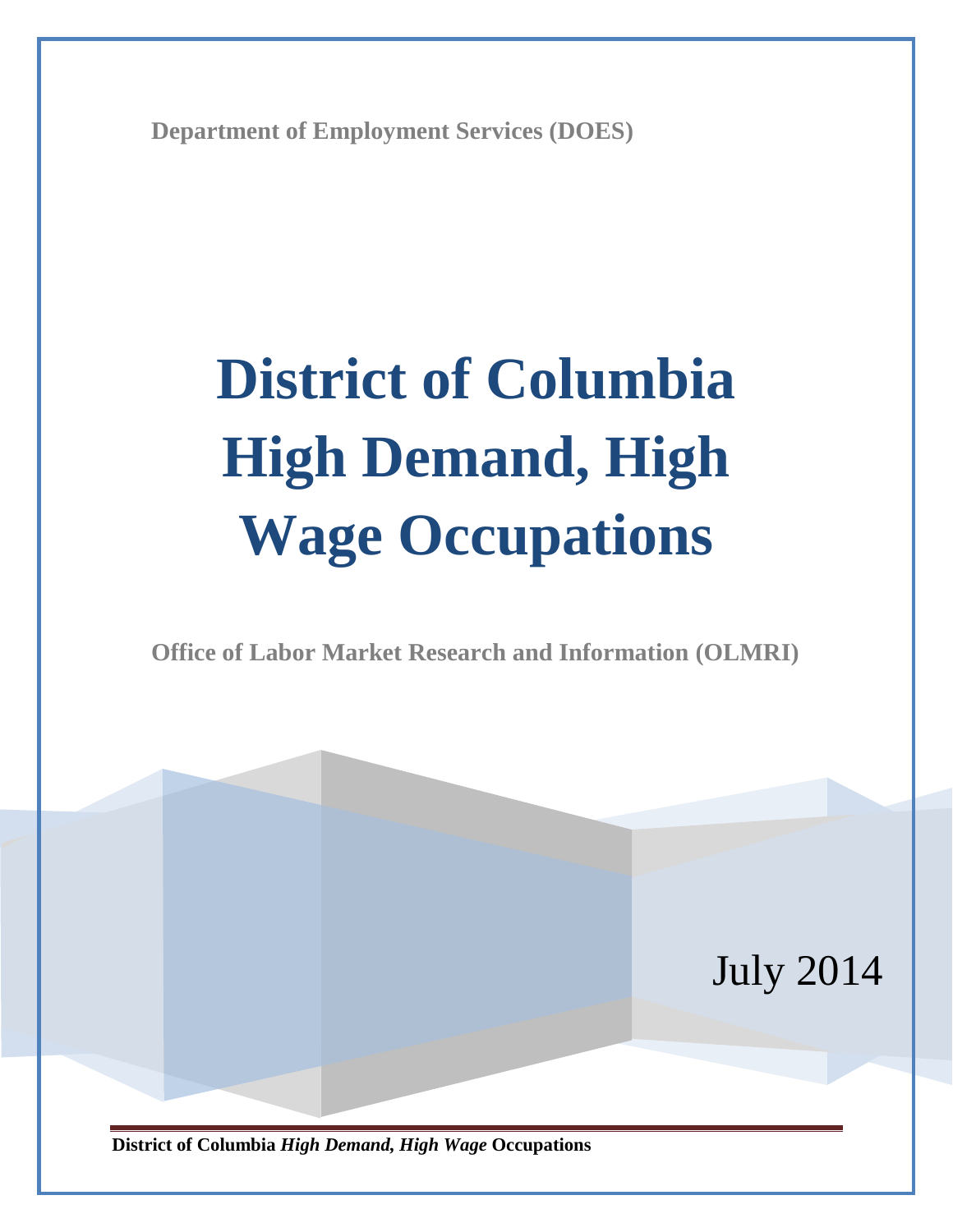Department of Employment Services (DOES)

# District of Columbia High Demand, High Wage Occupations

Office of Labor Market Research and Information (OLMRI)

July 2014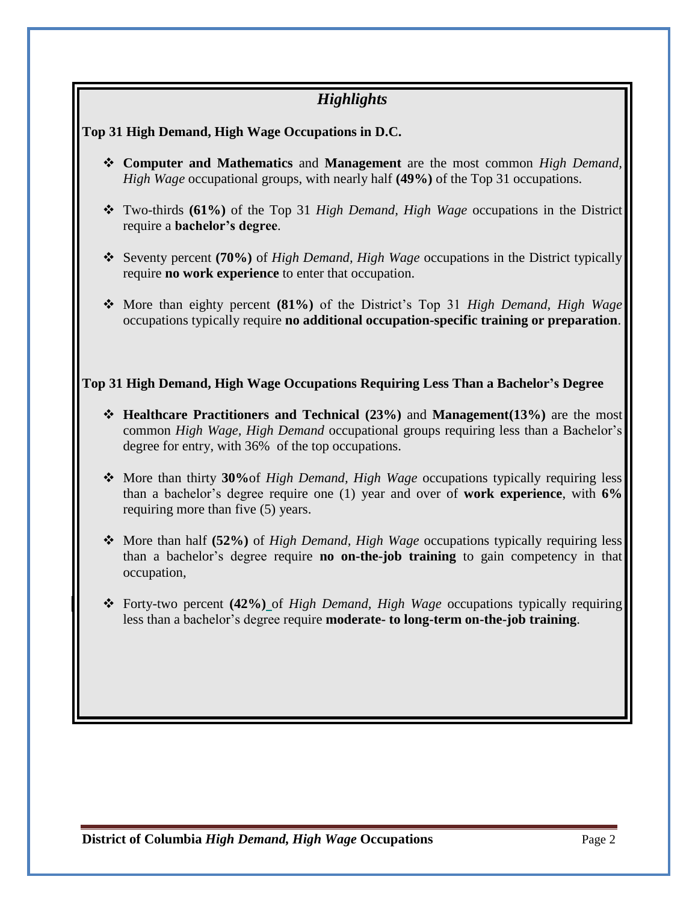## *Highlights*

**Top 31 High Demand, High Wage Occupations in D.C.**

- **Computer and Mathematics** and **Management** are the most common *High Demand, High Wage* occupational groups, with nearly half **(49%)** of the Top 31 occupations.
- Two-thirds **(61%)** of the Top 31 *High Demand, High Wage* occupations in the District require a **bachelor's degree**.
- Seventy percent **(70%)** of *High Demand, High Wage* occupations in the District typically require **no work experience** to enter that occupation.
- More than eighty percent **(81%)** of the District's Top 31 *High Demand, High Wage* occupations typically require **no additional occupation-specific training or preparation**.

**Top 31 High Demand, High Wage Occupations Requiring Less Than a Bachelor's Degree**

- **Healthcare Practitioners and Technical (23%)** and **Management(13%)** are the most common *High Wage, High Demand* occupational groups requiring less than a Bachelor's degree for entry, with 36% of the top occupations.
- More than thirty **30%**of *High Demand, High Wage* occupations typically requiring less than a bachelor's degree require one (1) year and over of **work experience**, with **6%** requiring more than five (5) years.
- More than half **(52%)** of *High Demand, High Wage* occupations typically requiring less than a bachelor's degree require **no on-the-job training** to gain competency in that occupation,
- Forty-two percent **(42%)** of *High Demand, High Wage* occupations typically requiring less than a bachelor's degree require **moderate- to long-term on-the-job training**.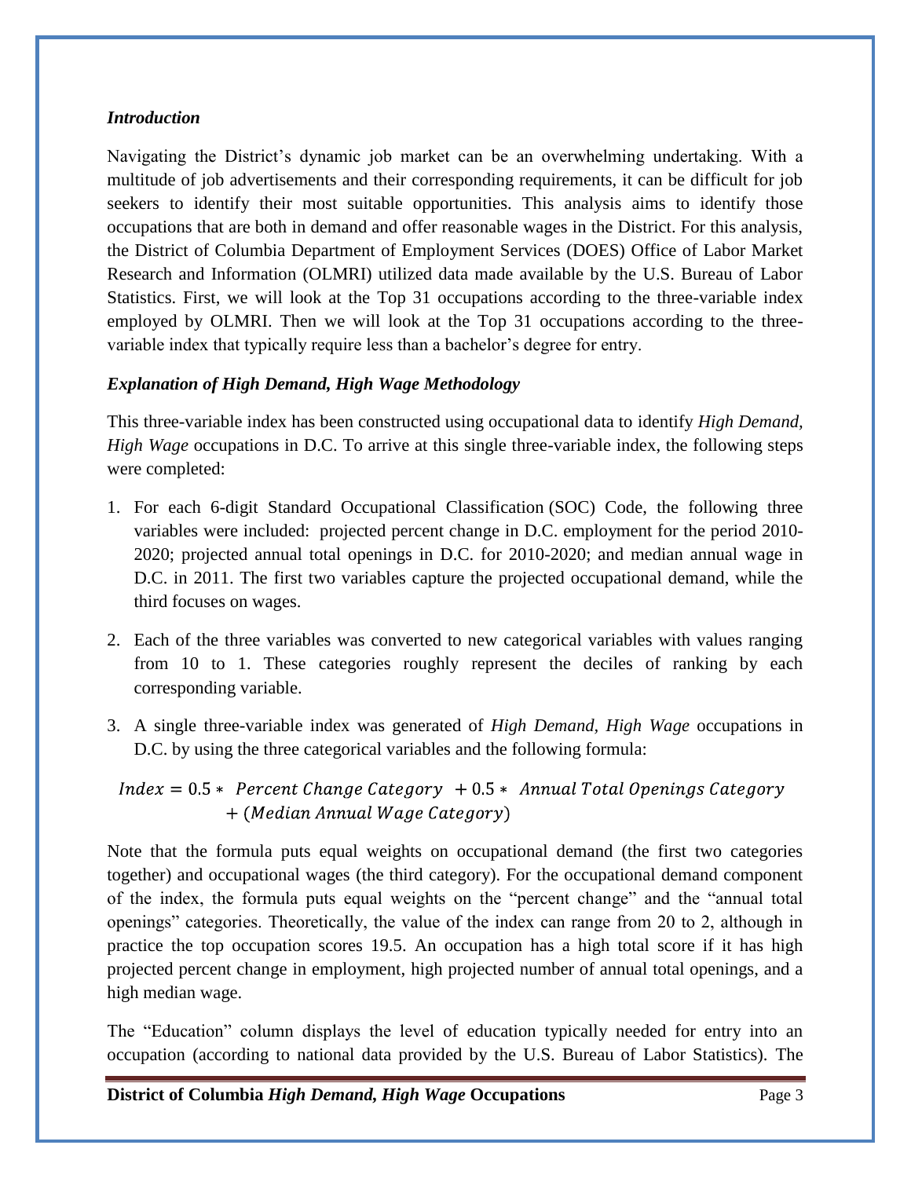### *Introduction*

Navigating the District's dynamic job market can be an overwhelming undertaking. With a multitude of job advertisements and their corresponding requirements, it can be difficult for job seekers to identify their most suitable opportunities. This analysis aims to identify those occupations that are both in demand and offer reasonable wages in the District. For this analysis, the District of Columbia Department of Employment Services (DOES) Office of Labor Market Research and Information (OLMRI) utilized data made available by the U.S. Bureau of Labor Statistics. First, we will look at the Top 31 occupations according to the three-variable index employed by OLMRI. Then we will look at the Top 31 occupations according to the three-variable index that typically require less than a bachelor's degree for entry.

### *Explanation of High Demand, High Wage Methodology*

This three-variable index has been constructed using occupational data to identify *High Demand, High Wage* occupations in D.C. To arrive at this single three-variable index, the following steps were completed:

1. For each 6-digit Standard Occupational Classification (SOC) Code, the following three variables were included: projected percent change in D.C. employment for the period 2010-2020; projected annual total openings in D.C. for 2010-2020; and median annual wage in D.C. in 2011. The first two variables capture the projected occupational demand, while the third focuses on wages.
2. Each of the three variables was converted to new categorical variables with values ranging from 10 to 1. These categories roughly represent the deciles of ranking by each corresponding variable.
3. A single three-variable index was generated of *High Demand, High Wage* occupations in D.C. by using the three categorical variables and the following formula:

$$Index = 0.5 * \ Percent\ Change\ Category \ + 0.5 * \ Annual\ Total\ Openings\ Category + (Median\ Annual\ Wage\ Category)$$

Note that the formula puts equal weights on occupational demand (the first two categories together) and occupational wages (the third category). For the occupational demand component of the index, the formula puts equal weights on the "percent change" and the "annual total openings" categories. Theoretically, the value of the index can range from 20 to 2, although in practice the top occupation scores 19.5. An occupation has a high total score if it has high projected percent change in employment, high projected number of annual total openings, and a high median wage.

The "Education" column displays the level of education typically needed for entry into an occupation (according to national data provided by the U.S. Bureau of Labor Statistics). The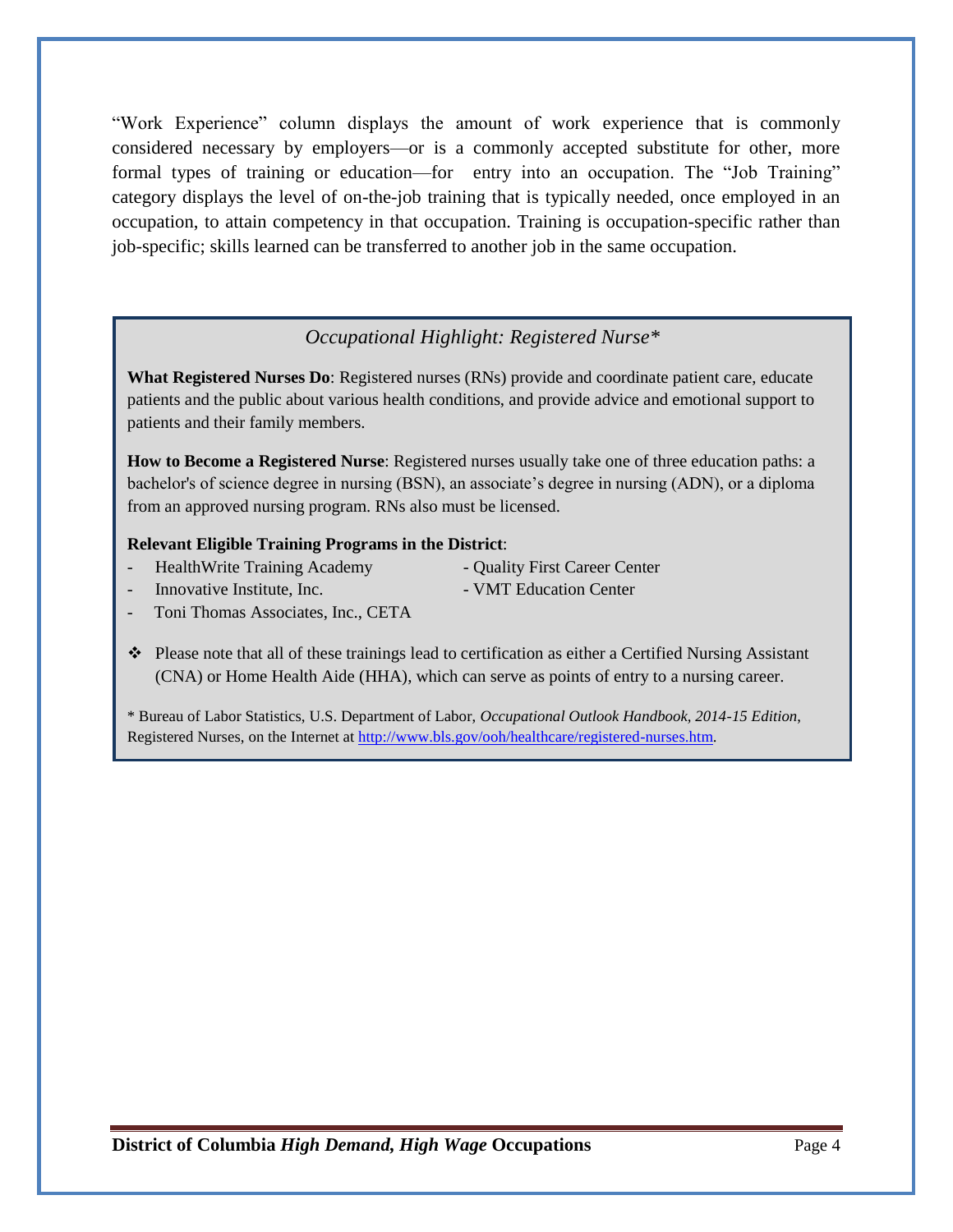"Work Experience" column displays the amount of work experience that is commonly considered necessary by employers—or is a commonly accepted substitute for other, more formal types of training or education—for entry into an occupation. The "Job Training" category displays the level of on-the-job training that is typically needed, once employed in an occupation, to attain competency in that occupation. Training is occupation-specific rather than job-specific; skills learned can be transferred to another job in the same occupation.

### *Occupational Highlight: Registered Nurse**

**What Registered Nurses Do**: Registered nurses (RNs) provide and coordinate patient care, educate patients and the public about various health conditions, and provide advice and emotional support to patients and their family members.

**How to Become a Registered Nurse**: Registered nurses usually take one of three education paths: a bachelor's of science degree in nursing (BSN), an associate's degree in nursing (ADN), or a diploma from an approved nursing program. RNs also must be licensed.

**Relevant Eligible Training Programs in the District**:

- HealthWrite Training Academy
- Innovative Institute, Inc.
- Toni Thomas Associates, Inc., CETA
- Quality First Career Center
- VMT Education Center

❖ Please note that all of these trainings lead to certification as either a Certified Nursing Assistant (CNA) or Home Health Aide (HHA), which can serve as points of entry to a nursing career.

* Bureau of Labor Statistics, U.S. Department of Labor, *Occupational Outlook Handbook, 2014-15 Edition,* Registered Nurses, on the Internet at http://www.bls.gov/ooh/healthcare/registered-nurses.htm.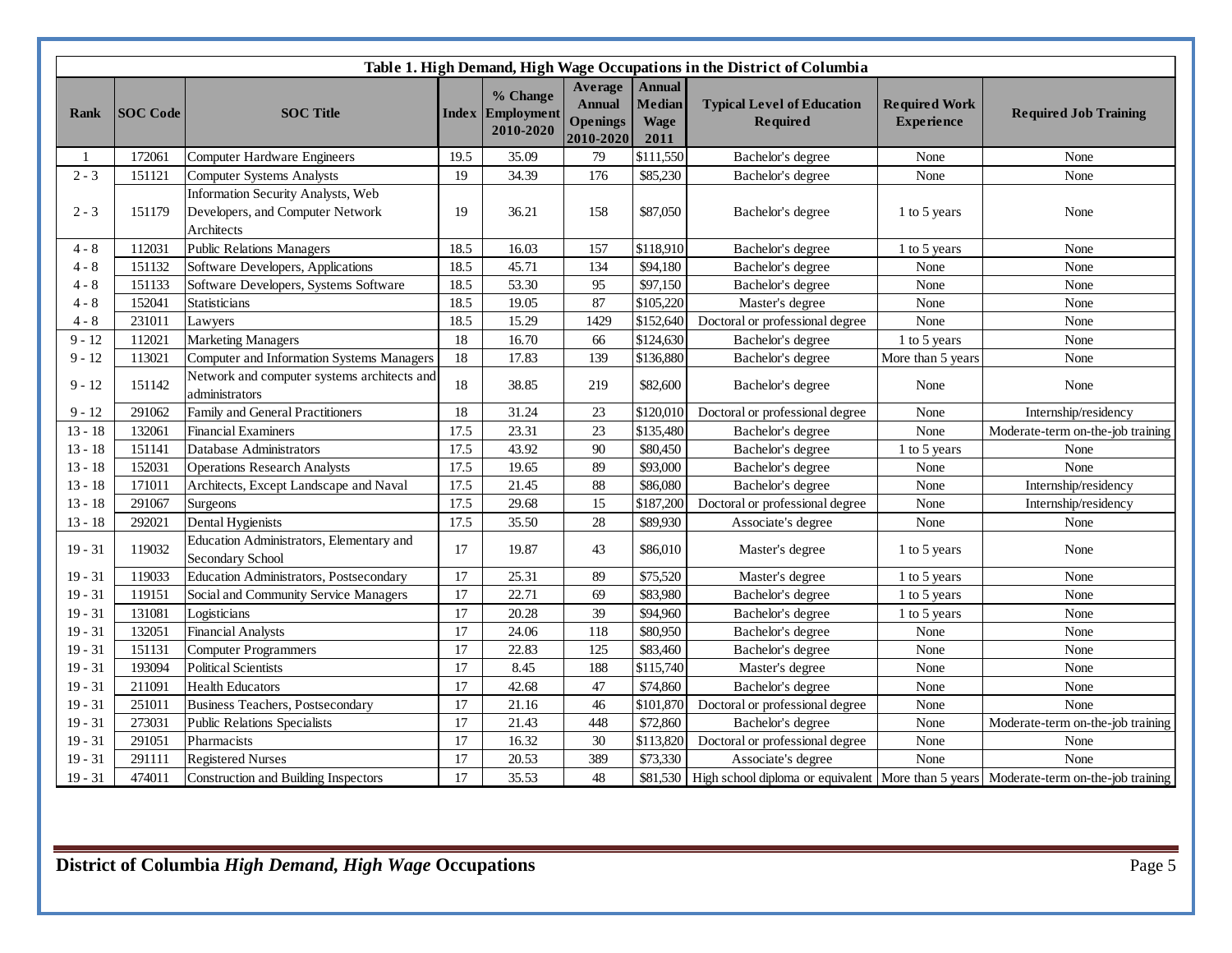**Table 1. High Demand, High Wage Occupations in the District of Columbia**

| Rank | SOC Code | SOC Title | Index | % Change Employment 2010-2020 | Average Annual Openings 2010-2020 | Annual Median Wage 2011 | Typical Level of Education Required | Required Work Experience | Required Job Training |
|---|---|---|---|---|---|---|---|---|---|
| 1 | 172061 | Computer Hardware Engineers | 19.5 | 35.09 | 79 | $111,550 | Bachelor's degree | None | None |
| 2 - 3 | 151121 | Computer Systems Analysts | 19 | 34.39 | 176 | $85,230 | Bachelor's degree | None | None |
| 2 - 3 | 151179 | Information Security Analysts, Web Developers, and Computer Network Architects | 19 | 36.21 | 158 | $87,050 | Bachelor's degree | 1 to 5 years | None |
| 4 - 8 | 112031 | Public Relations Managers | 18.5 | 16.03 | 157 | $118,910 | Bachelor's degree | 1 to 5 years | None |
| 4 - 8 | 151132 | Software Developers, Applications | 18.5 | 45.71 | 134 | $94,180 | Bachelor's degree | None | None |
| 4 - 8 | 151133 | Software Developers, Systems Software | 18.5 | 53.30 | 95 | $97,150 | Bachelor's degree | None | None |
| 4 - 8 | 152041 | Statisticians | 18.5 | 19.05 | 87 | $105,220 | Master's degree | None | None |
| 4 - 8 | 231011 | Lawyers | 18.5 | 15.29 | 1429 | $152,640 | Doctoral or professional degree | None | None |
| 9 - 12 | 112021 | Marketing Managers | 18 | 16.70 | 66 | $124,630 | Bachelor's degree | 1 to 5 years | None |
| 9 - 12 | 113021 | Computer and Information Systems Managers | 18 | 17.83 | 139 | $136,880 | Bachelor's degree | More than 5 years | None |
| 9 - 12 | 151142 | Network and computer systems architects and administrators | 18 | 38.85 | 219 | $82,600 | Bachelor's degree | None | None |
| 9 - 12 | 291062 | Family and General Practitioners | 18 | 31.24 | 23 | $120,010 | Doctoral or professional degree | None | Internship/residency |
| 13 - 18 | 132061 | Financial Examiners | 17.5 | 23.31 | 23 | $135,480 | Bachelor's degree | None | Moderate-term on-the-job training |
| 13 - 18 | 151141 | Database Administrators | 17.5 | 43.92 | 90 | $80,450 | Bachelor's degree | 1 to 5 years | None |
| 13 - 18 | 152031 | Operations Research Analysts | 17.5 | 19.65 | 89 | $93,000 | Bachelor's degree | None | None |
| 13 - 18 | 171011 | Architects, Except Landscape and Naval | 17.5 | 21.45 | 88 | $86,080 | Bachelor's degree | None | Internship/residency |
| 13 - 18 | 291067 | Surgeons | 17.5 | 29.68 | 15 | $187,200 | Doctoral or professional degree | None | Internship/residency |
| 13 - 18 | 292021 | Dental Hygienists | 17.5 | 35.50 | 28 | $89,930 | Associate's degree | None | None |
| 19 - 31 | 119032 | Education Administrators, Elementary and Secondary School | 17 | 19.87 | 43 | $86,010 | Master's degree | 1 to 5 years | None |
| 19 - 31 | 119033 | Education Administrators, Postsecondary | 17 | 25.31 | 89 | $75,520 | Master's degree | 1 to 5 years | None |
| 19 - 31 | 119151 | Social and Community Service Managers | 17 | 22.71 | 69 | $83,980 | Bachelor's degree | 1 to 5 years | None |
| 19 - 31 | 131081 | Logisticians | 17 | 20.28 | 39 | $94,960 | Bachelor's degree | 1 to 5 years | None |
| 19 - 31 | 132051 | Financial Analysts | 17 | 24.06 | 118 | $80,950 | Bachelor's degree | None | None |
| 19 - 31 | 151131 | Computer Programmers | 17 | 22.83 | 125 | $83,460 | Bachelor's degree | None | None |
| 19 - 31 | 193094 | Political Scientists | 17 | 8.45 | 188 | $115,740 | Master's degree | None | None |
| 19 - 31 | 211091 | Health Educators | 17 | 42.68 | 47 | $74,860 | Bachelor's degree | None | None |
| 19 - 31 | 251011 | Business Teachers, Postsecondary | 17 | 21.16 | 46 | $101,870 | Doctoral or professional degree | None | None |
| 19 - 31 | 273031 | Public Relations Specialists | 17 | 21.43 | 448 | $72,860 | Bachelor's degree | None | Moderate-term on-the-job training |
| 19 - 31 | 291051 | Pharmacists | 17 | 16.32 | 30 | $113,820 | Doctoral or professional degree | None | None |
| 19 - 31 | 291111 | Registered Nurses | 17 | 20.53 | 389 | $73,330 | Associate's degree | None | None |
| 19 - 31 | 474011 | Construction and Building Inspectors | 17 | 35.53 | 48 | $81,530 | High school diploma or equivalent | More than 5 years | Moderate-term on-the-job training |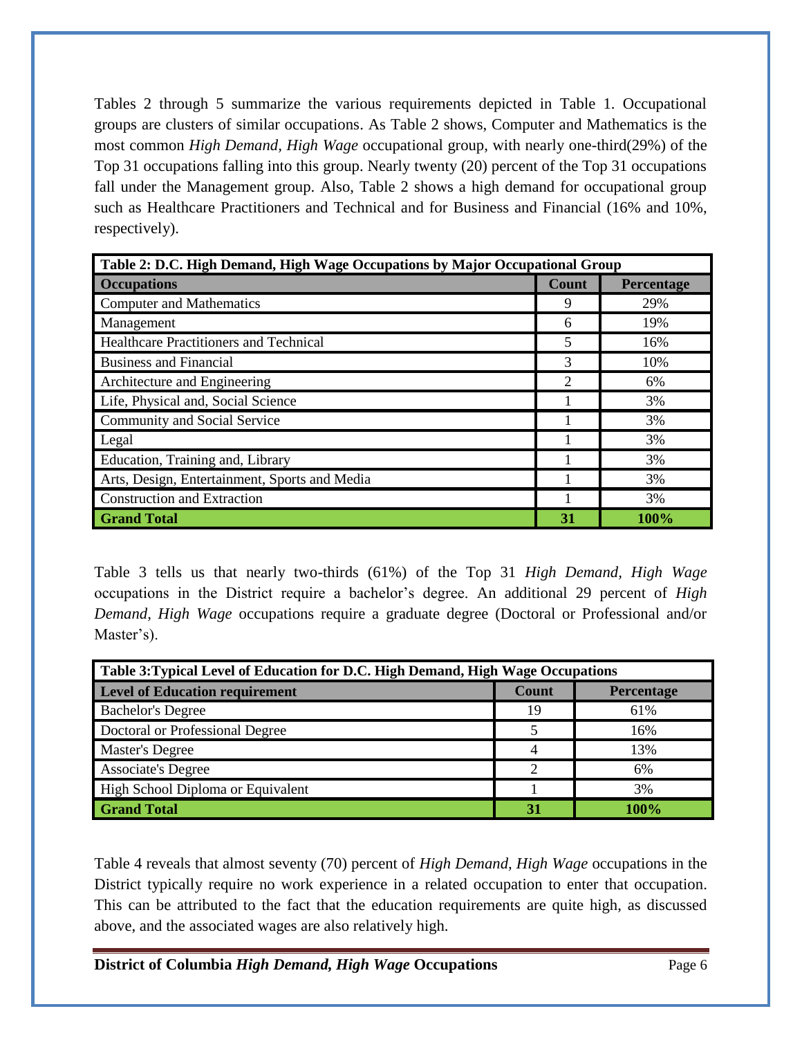Tables 2 through 5 summarize the various requirements depicted in Table 1. Occupational groups are clusters of similar occupations. As Table 2 shows, Computer and Mathematics is the most common *High Demand, High Wage* occupational group, with nearly one-third(29%) of the Top 31 occupations falling into this group. Nearly twenty (20) percent of the Top 31 occupations fall under the Management group. Also, Table 2 shows a high demand for occupational group such as Healthcare Practitioners and Technical and for Business and Financial (16% and 10%, respectively).

| **Table 2: D.C. High Demand, High Wage Occupations by Major Occupational Group** | | |
|---|---|---|
| **Occupations** | **Count** | **Percentage** |
| Computer and Mathematics | 9 | 29% |
| Management | 6 | 19% |
| Healthcare Practitioners and Technical | 5 | 16% |
| Business and Financial | 3 | 10% |
| Architecture and Engineering | 2 | 6% |
| Life, Physical and, Social Science | 1 | 3% |
| Community and Social Service | 1 | 3% |
| Legal | 1 | 3% |
| Education, Training and, Library | 1 | 3% |
| Arts, Design, Entertainment, Sports and Media | 1 | 3% |
| Construction and Extraction | 1 | 3% |
| **Grand Total** | **31** | **100%** |

Table 3 tells us that nearly two-thirds (61%) of the Top 31 *High Demand, High Wage* occupations in the District require a bachelor's degree. An additional 29 percent of *High Demand, High Wage* occupations require a graduate degree (Doctoral or Professional and/or Master's).

| **Table 3:Typical Level of Education for D.C. High Demand, High Wage Occupations** | | |
|---|---|---|
| **Level of Education requirement** | **Count** | **Percentage** |
| Bachelor's Degree | 19 | 61% |
| Doctoral or Professional Degree | 5 | 16% |
| Master's Degree | 4 | 13% |
| Associate's Degree | 2 | 6% |
| High School Diploma or Equivalent | 1 | 3% |
| **Grand Total** | **31** | **100%** |

Table 4 reveals that almost seventy (70) percent of *High Demand, High Wage* occupations in the District typically require no work experience in a related occupation to enter that occupation. This can be attributed to the fact that the education requirements are quite high, as discussed above, and the associated wages are also relatively high.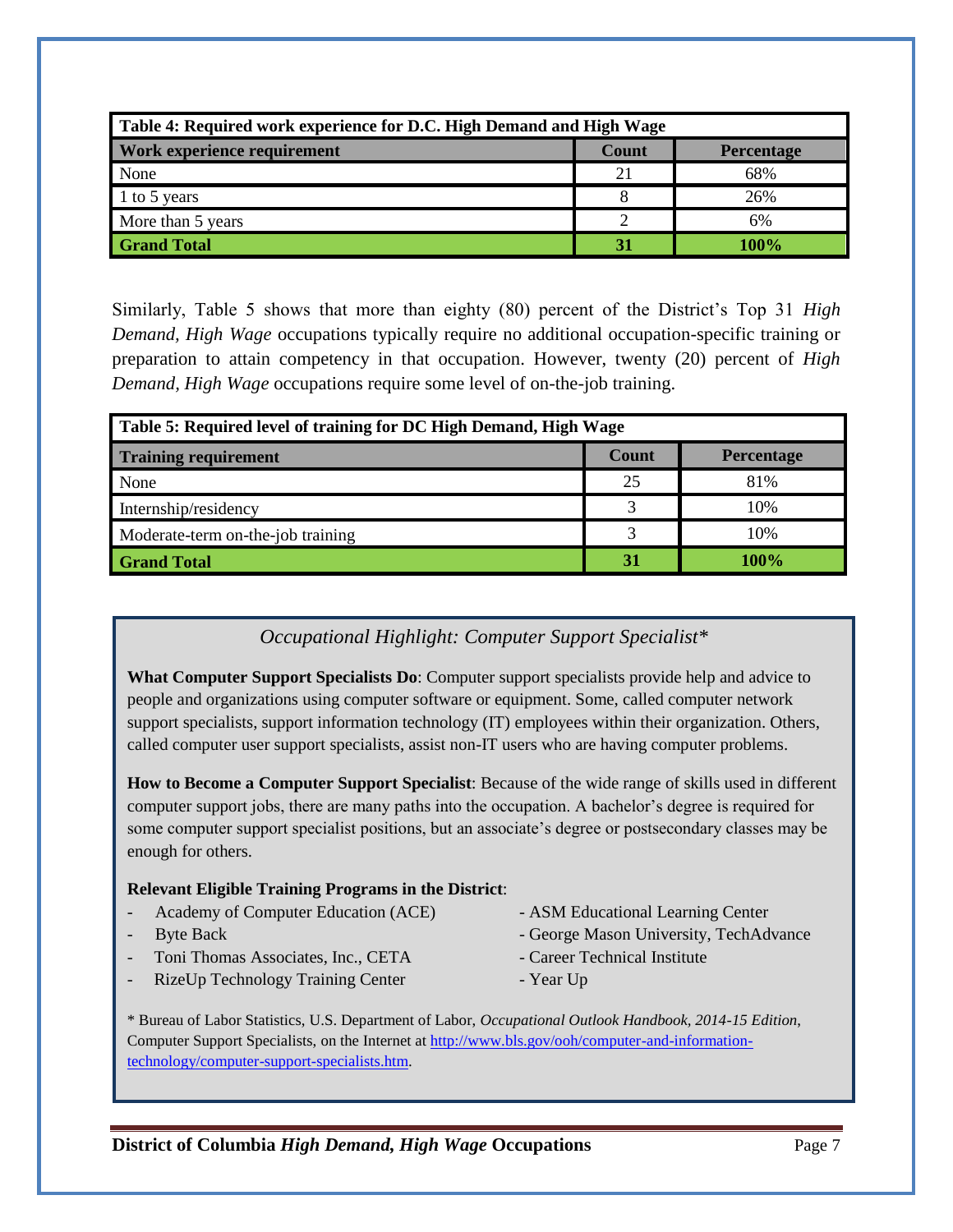| Table 4: Required work experience for D.C. High Demand and High Wage | | |
|---|---|---|
| **Work experience requirement** | **Count** | **Percentage** |
| None | 21 | 68% |
| 1 to 5 years | 8 | 26% |
| More than 5 years | 2 | 6% |
| **Grand Total** | **31** | **100%** |

Similarly, Table 5 shows that more than eighty (80) percent of the District's Top 31 *High Demand, High Wage* occupations typically require no additional occupation-specific training or preparation to attain competency in that occupation. However, twenty (20) percent of *High Demand, High Wage* occupations require some level of on-the-job training.

| Table 5: Required level of training for DC High Demand, High Wage | | |
|---|---|---|
| **Training requirement** | **Count** | **Percentage** |
| None | 25 | 81% |
| Internship/residency | 3 | 10% |
| Moderate-term on-the-job training | 3 | 10% |
| **Grand Total** | **31** | **100%** |

### *Occupational Highlight: Computer Support Specialist**

**What Computer Support Specialists Do**: Computer support specialists provide help and advice to people and organizations using computer software or equipment. Some, called computer network support specialists, support information technology (IT) employees within their organization. Others, called computer user support specialists, assist non-IT users who are having computer problems.

**How to Become a Computer Support Specialist**: Because of the wide range of skills used in different computer support jobs, there are many paths into the occupation. A bachelor's degree is required for some computer support specialist positions, but an associate's degree or postsecondary classes may be enough for others.

**Relevant Eligible Training Programs in the District**:

- Academy of Computer Education (ACE)
- Byte Back
- Toni Thomas Associates, Inc., CETA
- RizeUp Technology Training Center
- ASM Educational Learning Center
- George Mason University, TechAdvance
- Career Technical Institute
- Year Up

* Bureau of Labor Statistics, U.S. Department of Labor, *Occupational Outlook Handbook, 2014-15 Edition*, Computer Support Specialists, on the Internet at http://www.bls.gov/ooh/computer-and-information-technology/computer-support-specialists.htm.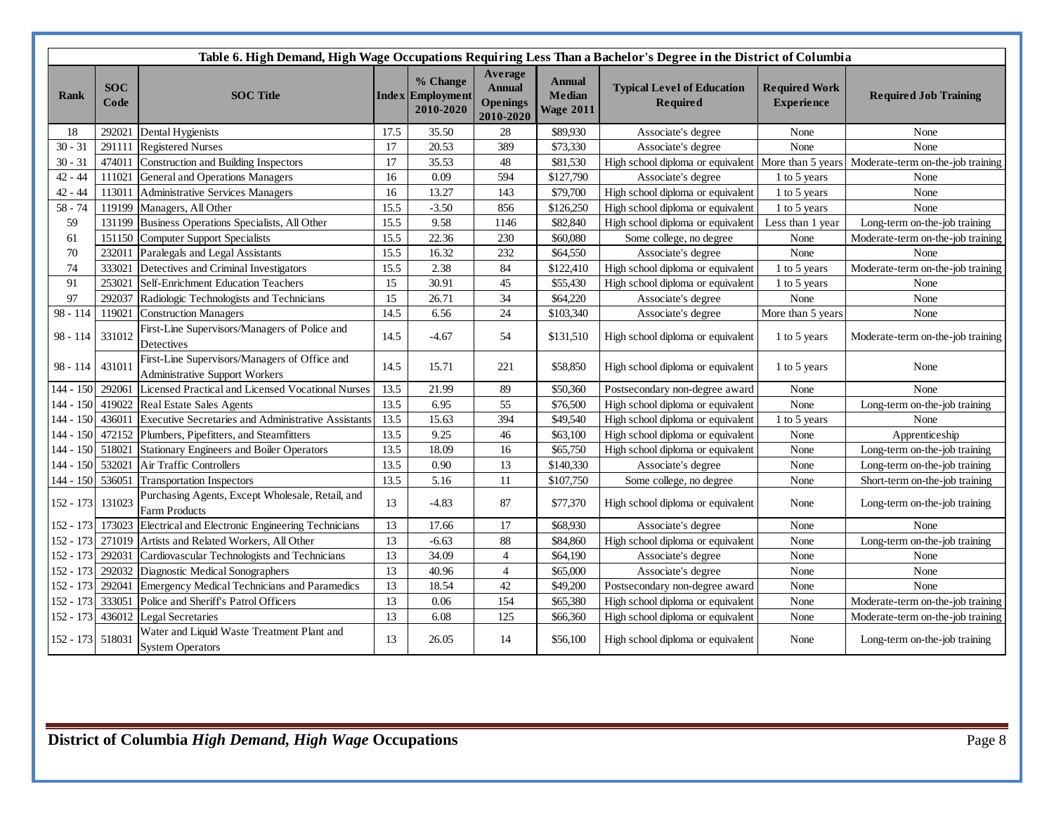**Table 6. High Demand, High Wage Occupations Requiring Less Than a Bachelor's Degree in the District of Columbia**

| Rank | SOC Code | SOC Title | Index | % Change Employment 2010-2020 | Average Annual Openings 2010-2020 | Annual Median Wage 2011 | Typical Level of Education Required | Required Work Experience | Required Job Training |
|---|---|---|---|---|---|---|---|---|---|
| 18 | 292021 | Dental Hygienists | 17.5 | 35.50 | 28 | $89,930 | Associate's degree | None | None |
| 30 - 31 | 291111 | Registered Nurses | 17 | 20.53 | 389 | $73,330 | Associate's degree | None | None |
| 30 - 31 | 474011 | Construction and Building Inspectors | 17 | 35.53 | 48 | $81,530 | High school diploma or equivalent | More than 5 years | Moderate-term on-the-job training |
| 42 - 44 | 111021 | General and Operations Managers | 16 | 0.09 | 594 | $127,790 | Associate's degree | 1 to 5 years | None |
| 42 - 44 | 113011 | Administrative Services Managers | 16 | 13.27 | 143 | $79,700 | High school diploma or equivalent | 1 to 5 years | None |
| 58 - 74 | 119199 | Managers, All Other | 15.5 | -3.50 | 856 | $126,250 | High school diploma or equivalent | 1 to 5 years | None |
| 59 | 131199 | Business Operations Specialists, All Other | 15.5 | 9.58 | 1146 | $82,840 | High school diploma or equivalent | Less than 1 year | Long-term on-the-job training |
| 61 | 151150 | Computer Support Specialists | 15.5 | 22.36 | 230 | $60,080 | Some college, no degree | None | Moderate-term on-the-job training |
| 70 | 232011 | Paralegals and Legal Assistants | 15.5 | 16.32 | 232 | $64,550 | Associate's degree | None | None |
| 74 | 333021 | Detectives and Criminal Investigators | 15.5 | 2.38 | 84 | $122,410 | High school diploma or equivalent | 1 to 5 years | Moderate-term on-the-job training |
| 91 | 253021 | Self-Enrichment Education Teachers | 15 | 30.91 | 45 | $55,430 | High school diploma or equivalent | 1 to 5 years | None |
| 97 | 292037 | Radiologic Technologists and Technicians | 15 | 26.71 | 34 | $64,220 | Associate's degree | None | None |
| 98 - 114 | 119021 | Construction Managers | 14.5 | 6.56 | 24 | $103,340 | Associate's degree | More than 5 years | None |
| 98 - 114 | 331012 | First-Line Supervisors/Managers of Police and Detectives | 14.5 | -4.67 | 54 | $131,510 | High school diploma or equivalent | 1 to 5 years | Moderate-term on-the-job training |
| 98 - 114 | 431011 | First-Line Supervisors/Managers of Office and Administrative Support Workers | 14.5 | 15.71 | 221 | $58,850 | High school diploma or equivalent | 1 to 5 years | None |
| 144 - 150 | 292061 | Licensed Practical and Licensed Vocational Nurses | 13.5 | 21.99 | 89 | $50,360 | Postsecondary non-degree award | None | None |
| 144 - 150 | 419022 | Real Estate Sales Agents | 13.5 | 6.95 | 55 | $76,500 | High school diploma or equivalent | None | Long-term on-the-job training |
| 144 - 150 | 436011 | Executive Secretaries and Administrative Assistants | 13.5 | 15.63 | 394 | $49,540 | High school diploma or equivalent | 1 to 5 years | None |
| 144 - 150 | 472152 | Plumbers, Pipefitters, and Steamfitters | 13.5 | 9.25 | 46 | $63,100 | High school diploma or equivalent | None | Apprenticeship |
| 144 - 150 | 518021 | Stationary Engineers and Boiler Operators | 13.5 | 18.09 | 16 | $65,750 | High school diploma or equivalent | None | Long-term on-the-job training |
| 144 - 150 | 532021 | Air Traffic Controllers | 13.5 | 0.90 | 13 | $140,330 | Associate's degree | None | Long-term on-the-job training |
| 144 - 150 | 536051 | Transportation Inspectors | 13.5 | 5.16 | 11 | $107,750 | Some college, no degree | None | Short-term on-the-job training |
| 152 - 173 | 131023 | Purchasing Agents, Except Wholesale, Retail, and Farm Products | 13 | -4.83 | 87 | $77,370 | High school diploma or equivalent | None | Long-term on-the-job training |
| 152 - 173 | 173023 | Electrical and Electronic Engineering Technicians | 13 | 17.66 | 17 | $68,930 | Associate's degree | None | None |
| 152 - 173 | 271019 | Artists and Related Workers, All Other | 13 | -6.63 | 88 | $84,860 | High school diploma or equivalent | None | Long-term on-the-job training |
| 152 - 173 | 292031 | Cardiovascular Technologists and Technicians | 13 | 34.09 | 4 | $64,190 | Associate's degree | None | None |
| 152 - 173 | 292032 | Diagnostic Medical Sonographers | 13 | 40.96 | 4 | $65,000 | Associate's degree | None | None |
| 152 - 173 | 292041 | Emergency Medical Technicians and Paramedics | 13 | 18.54 | 42 | $49,200 | Postsecondary non-degree award | None | None |
| 152 - 173 | 333051 | Police and Sheriff's Patrol Officers | 13 | 0.06 | 154 | $65,380 | High school diploma or equivalent | None | Moderate-term on-the-job training |
| 152 - 173 | 436012 | Legal Secretaries | 13 | 6.08 | 125 | $66,360 | High school diploma or equivalent | None | Moderate-term on-the-job training |
| 152 - 173 | 518031 | Water and Liquid Waste Treatment Plant and System Operators | 13 | 26.05 | 14 | $56,100 | High school diploma or equivalent | None | Long-term on-the-job training |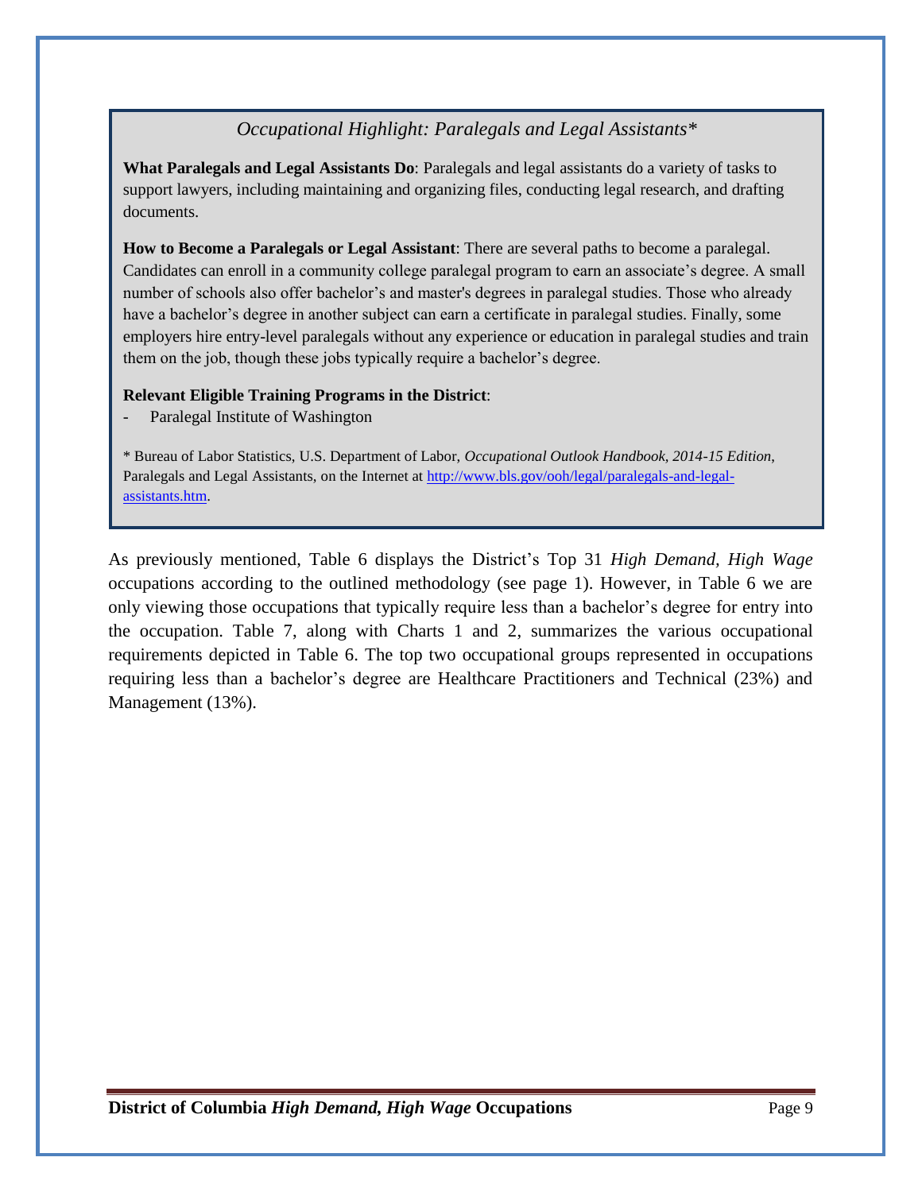### *Occupational Highlight: Paralegals and Legal Assistants**

**What Paralegals and Legal Assistants Do**: Paralegals and legal assistants do a variety of tasks to support lawyers, including maintaining and organizing files, conducting legal research, and drafting documents.

**How to Become a Paralegals or Legal Assistant**: There are several paths to become a paralegal. Candidates can enroll in a community college paralegal program to earn an associate's degree. A small number of schools also offer bachelor's and master's degrees in paralegal studies. Those who already have a bachelor's degree in another subject can earn a certificate in paralegal studies. Finally, some employers hire entry-level paralegals without any experience or education in paralegal studies and train them on the job, though these jobs typically require a bachelor's degree.

**Relevant Eligible Training Programs in the District**:

- Paralegal Institute of Washington

* Bureau of Labor Statistics, U.S. Department of Labor, *Occupational Outlook Handbook, 2014-15 Edition*, Paralegals and Legal Assistants, on the Internet at http://www.bls.gov/ooh/legal/paralegals-and-legal-assistants.htm.

As previously mentioned, Table 6 displays the District's Top 31 *High Demand, High Wage* occupations according to the outlined methodology (see page 1). However, in Table 6 we are only viewing those occupations that typically require less than a bachelor's degree for entry into the occupation. Table 7, along with Charts 1 and 2, summarizes the various occupational requirements depicted in Table 6. The top two occupational groups represented in occupations requiring less than a bachelor's degree are Healthcare Practitioners and Technical (23%) and Management (13%).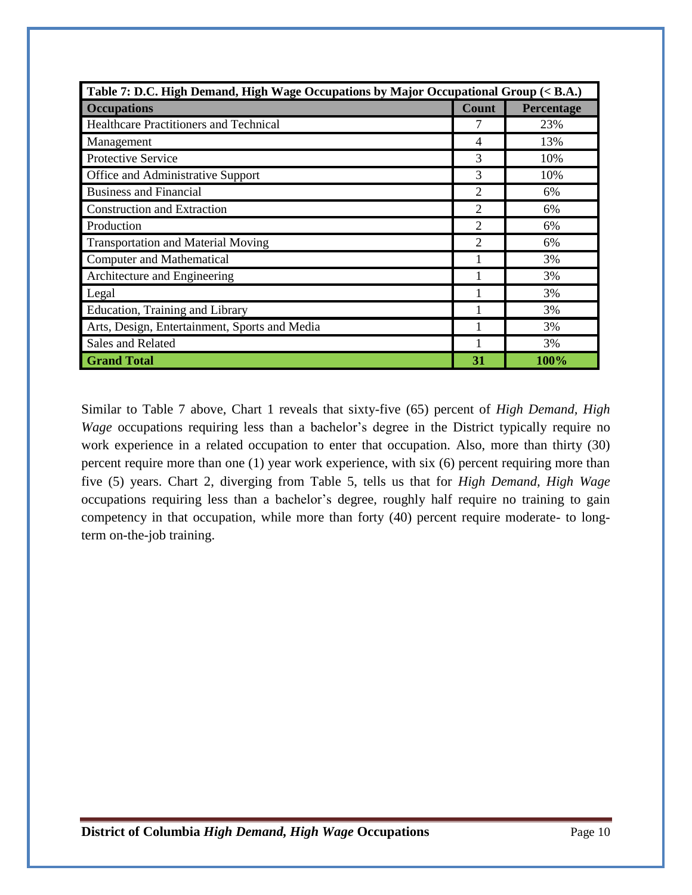| Table 7: D.C. High Demand, High Wage Occupations by Major Occupational Group (< B.A.) | | |
|---|---|---|
| **Occupations** | **Count** | **Percentage** |
| Healthcare Practitioners and Technical | 7 | 23% |
| Management | 4 | 13% |
| Protective Service | 3 | 10% |
| Office and Administrative Support | 3 | 10% |
| Business and Financial | 2 | 6% |
| Construction and Extraction | 2 | 6% |
| Production | 2 | 6% |
| Transportation and Material Moving | 2 | 6% |
| Computer and Mathematical | 1 | 3% |
| Architecture and Engineering | 1 | 3% |
| Legal | 1 | 3% |
| Education, Training and Library | 1 | 3% |
| Arts, Design, Entertainment, Sports and Media | 1 | 3% |
| Sales and Related | 1 | 3% |
| **Grand Total** | **31** | **100%** |

Similar to Table 7 above, Chart 1 reveals that sixty-five (65) percent of *High Demand, High Wage* occupations requiring less than a bachelor's degree in the District typically require no work experience in a related occupation to enter that occupation. Also, more than thirty (30) percent require more than one (1) year work experience, with six (6) percent requiring more than five (5) years. Chart 2, diverging from Table 5, tells us that for *High Demand, High Wage* occupations requiring less than a bachelor's degree, roughly half require no training to gain competency in that occupation, while more than forty (40) percent require moderate- to long-term on-the-job training.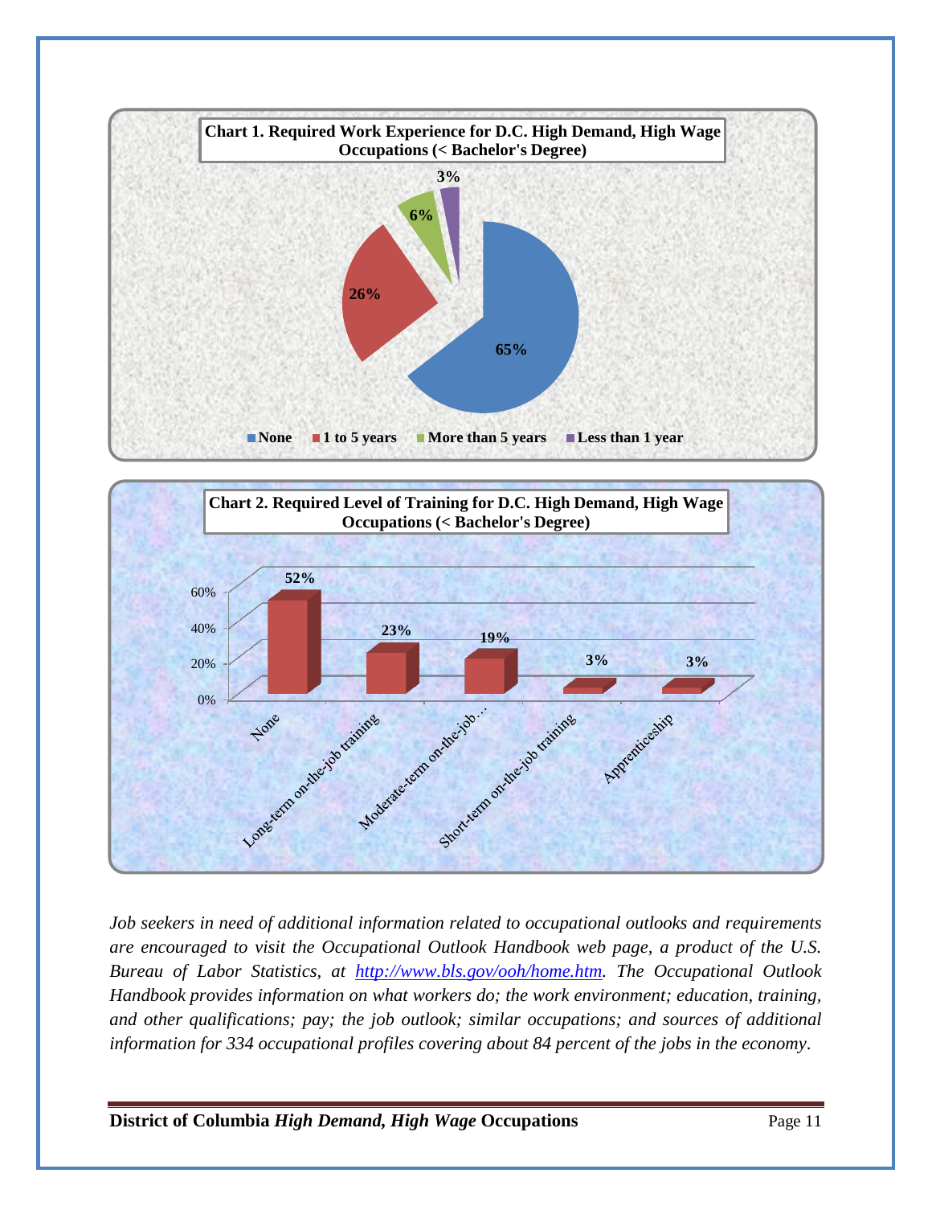**Chart 1. Required Work Experience for D.C. High Demand, High Wage Occupations (< Bachelor's Degree)**

3%

6%

26%

65%

None | 1 to 5 years | More than 5 years | Less than 1 year

**Chart 2. Required Level of Training for D.C. High Demand, High Wage Occupations (< Bachelor's Degree)**

60%
40%
20%
0%

52%
23%
19%
3%
3%

None
Long-term on-the-job training
Moderate-term on-the-job...
Short-term on-the-job training
Apprenticeship

*Job seekers in need of additional information related to occupational outlooks and requirements are encouraged to visit the Occupational Outlook Handbook web page, a product of the U.S. Bureau of Labor Statistics, at [http://www.bls.gov/ooh/home.htm](http://www.bls.gov/ooh/home.htm). The Occupational Outlook Handbook provides information on what workers do; the work environment; education, training, and other qualifications; pay; the job outlook; similar occupations; and sources of additional information for 334 occupational profiles covering about 84 percent of the jobs in the economy.*